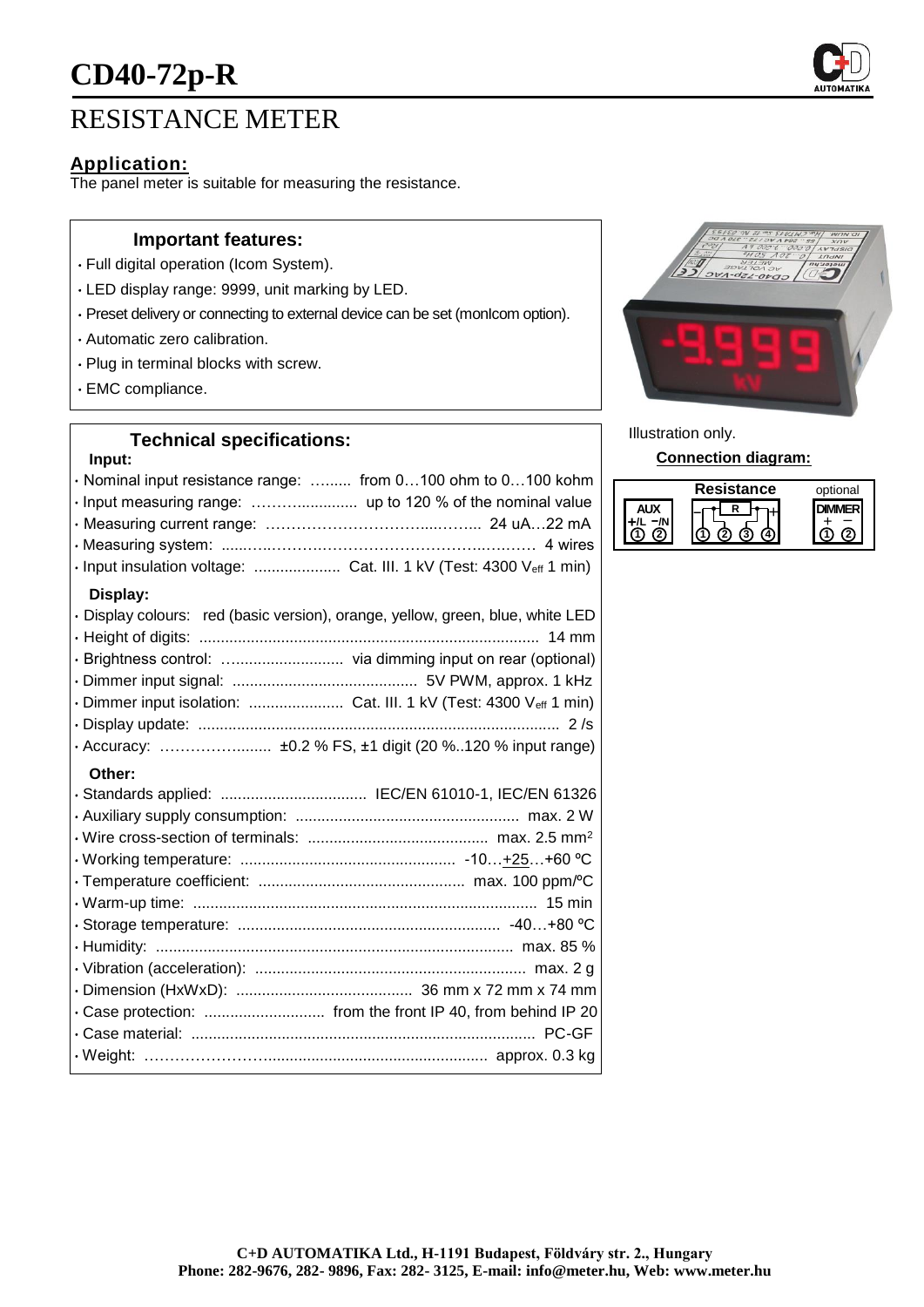# CD40-72p-R

## RESISTANCE METER

### Application:

The panel meter is suitable for measuring the resistance.

### Important features:

- Full digital operation (Icom System).
- LED display range: 9999, unit marking by LED.
- Preset delivery or connecting to external device can be set (monIcom option).
- Automatic zero calibration.
- Plug in terminal blocks with screw.
- EMC compliance.

### Technical specifications:

**Input:**

- Nominal input resistance range: ……... from 0…100 ohm to 0…100 kohm
- Input measuring range: ……….............. up to 120 % of the nominal value
- Measuring current range: …………………………....……... 24 uA…22 mA
- Measuring system: .....…...……….…………………………..……… 4 wires
- Input insulation voltage: .................... Cat. III. 1 kV (Test: 4300 $V_{eff}$ 1 min)

**Display:**

- Display colours: red (basic version), orange, yellow, green, blue, white LED
- Height of digits: .............................................................................. 14 mm
- Brightness control: ……..................... via dimming input on rear (optional)
- Dimmer input signal: ........................................... 5V PWM, approx. 1 kHz
- Dimmer input isolation: ...................... Cat. III. 1 kV (Test: 4300 $V_{eff}$ 1 min)
- Display update: ................................................................................... 2 /s
- Accuracy: ……………........ ±0.2 % FS, ±1 digit (20 %..120 % input range)

**Other:**

- Standards applied: .................................. IEC/EN 61010-1, IEC/EN 61326
- Auxiliary supply consumption: .................................................... max. 2 W
- Wire cross-section of terminals: .......................................... max. 2.5 mm²
- Working temperature: .................................................. -10…+25…+60 ºC
- Temperature coefficient: ................................................ max. 100 ppm/ºC
- Warm-up time: ................................................................................ 15 min
- Storage temperature: ............................................................. -40…+80 ºC
- Humidity: .................................................................................. max. 85 %
- Vibration (acceleration): ............................................................... max. 2 g
- Dimension (HxWxD): ......................................... 36 mm x 72 mm x 74 mm
- Case protection: ............................ from the front IP 40, from behind IP 20
- Case material: ................................................................................ PC-GF
- Weight: ……………………................................................... approx. 0.3 kg

Illustration only.

**Connection diagram:**

AUX +/L −/N ① ②

Resistance R ① ② ③ ④

optional DIMMER + − ① ②

**C+D AUTOMATIKA Ltd., H-1191 Budapest, Földváry str. 2., Hungary**
**Phone: 282-9676, 282- 9896, Fax: 282- 3125, E-mail: info@meter.hu, Web: www.meter.hu**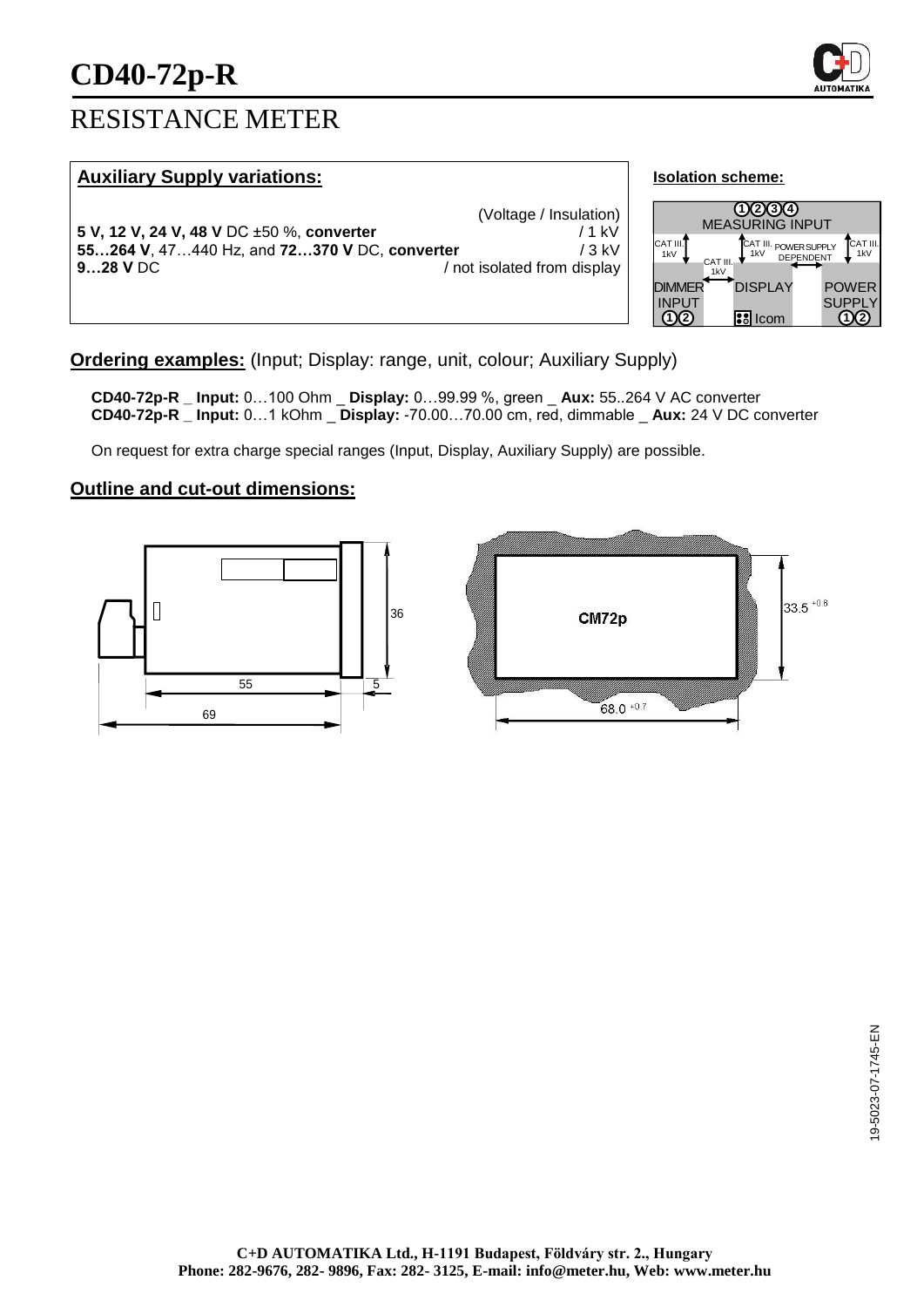# CD40-72p-R

## RESISTANCE METER

### Auxiliary Supply variations:

| | (Voltage / Insulation) |
|---|---|
| **5 V, 12 V, 24 V, 48 V** DC ±50 %, **converter** | / 1 kV |
| **55…264 V**, 47…440 Hz, and **72…370 V** DC, **converter** | / 3 kV |
| **9…28 V** DC | / not isolated from display |

### Isolation scheme:

①②③④
MEASURING INPUT
CAT III. 1kV
CAT III. 1kV
CAT III. 1kV
POWER SUPPLY DEPENDENT
CAT III. 1kV
DIMMER INPUT ①②
DISPLAY
Icom
POWER SUPPLY ①②

### Ordering examples: (Input; Display: range, unit, colour; Auxiliary Supply)

**CD40-72p-R _ Input:** 0…100 Ohm _ **Display:** 0…99.99 %, green _ **Aux:** 55..264 V AC converter
**CD40-72p-R _ Input:** 0…1 kOhm _ **Display:** -70.00…70.00 cm, red, dimmable _ **Aux:** 24 V DC converter

On request for extra charge special ranges (Input, Display, Auxiliary Supply) are possible.

### Outline and cut-out dimensions:

36
55
5
69
CM72p
33.5 +0.8
68.0 +0.7

19-5023-07-1745-EN

**C+D AUTOMATIKA Ltd., H-1191 Budapest, Földváry str. 2., Hungary**
**Phone: 282-9676, 282- 9896, Fax: 282- 3125, E-mail: info@meter.hu, Web: www.meter.hu**